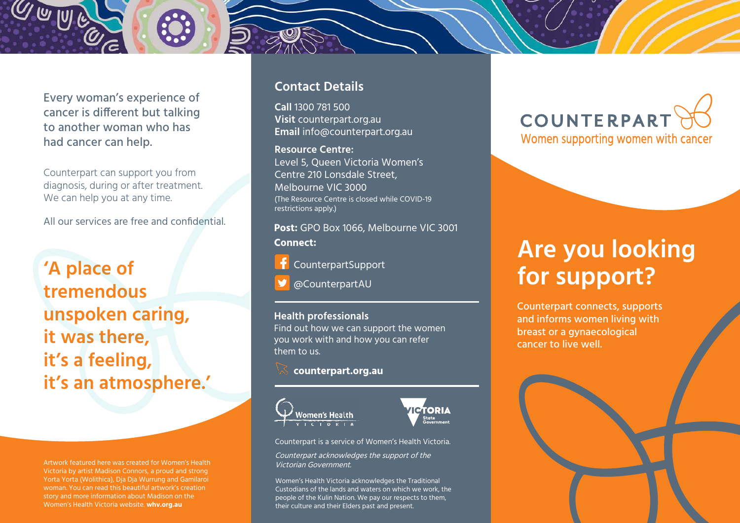Every woman's experience of cancer is different but talking to another woman who has had cancer can help.

Counterpart can support you from diagnosis, during or after treatment. We can help you at any time.

All our services are free and confidential.

**'A place of tremendous unspoken caring, it was there, it's a feeling, it's an atmosphere.'**

Artwork featured here was created for Women's Health Victoria by artist Madison Connors, a proud and strong Yorta Yorta (Wolithica), Dja Dja Wurrung and Gamilaroi woman. You can read this beautiful artwork's creation story and more information about Madison on the Women's Health Victoria website. **whv.org.au**

## Contact Details

**Call** 1300 781 500
**Visit** counterpart.org.au
**Email** info@counterpart.org.au

**Resource Centre:**
Level 5, Queen Victoria Women's Centre 210 Lonsdale Street, Melbourne VIC 3000
(The Resource Centre is closed while COVID-19 restrictions apply.)

**Post:** GPO Box 1066, Melbourne VIC 3001

**Connect:**

CounterpartSupport

@CounterpartAU

**Health professionals**
Find out how we can support the women you work with and how you can refer them to us.

**counterpart.org.au**

Women's Health Victoria

Victoria State Government

Counterpart is a service of Women's Health Victoria.

*Counterpart acknowledges the support of the Victorian Government.*

Women's Health Victoria acknowledges the Traditional Custodians of the lands and waters on which we work, the people of the Kulin Nation. We pay our respects to them, their culture and their Elders past and present.

COUNTERPART
Women supporting women with cancer

# Are you looking for support?

Counterpart connects, supports and informs women living with breast or a gynaecological cancer to live well.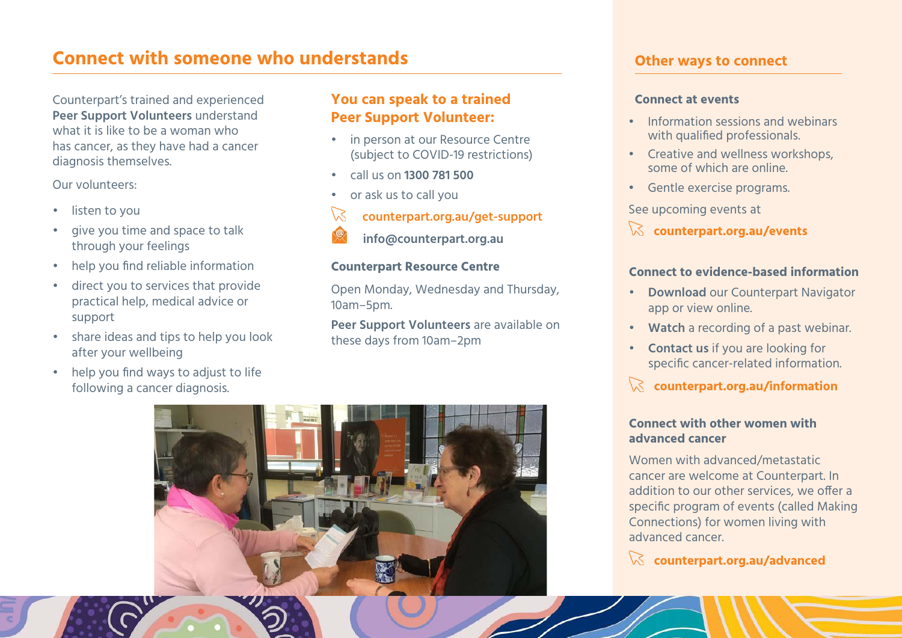## Connect with someone who understands

Counterpart's trained and experienced **Peer Support Volunteers** understand what it is like to be a woman who has cancer, as they have had a cancer diagnosis themselves.

Our volunteers:

- listen to you
- give you time and space to talk through your feelings
- help you find reliable information
- direct you to services that provide practical help, medical advice or support
- share ideas and tips to help you look after your wellbeing
- help you find ways to adjust to life following a cancer diagnosis.

### You can speak to a trained Peer Support Volunteer:

- in person at our Resource Centre (subject to COVID-19 restrictions)
- call us on **1300 781 500**
- or ask us to call you

**counterpart.org.au/get-support**

**info@counterpart.org.au**

**Counterpart Resource Centre**

Open Monday, Wednesday and Thursday, 10am–5pm.

**Peer Support Volunteers** are available on these days from 10am–2pm

## Other ways to connect

**Connect at events**

- Information sessions and webinars with qualified professionals.
- Creative and wellness workshops, some of which are online.
- Gentle exercise programs.

See upcoming events at

**counterpart.org.au/events**

**Connect to evidence-based information**

- **Download** our Counterpart Navigator app or view online.
- **Watch** a recording of a past webinar.
- **Contact us** if you are looking for specific cancer-related information.

**counterpart.org.au/information**

**Connect with other women with advanced cancer**

Women with advanced/metastatic cancer are welcome at Counterpart. In addition to our other services, we offer a specific program of events (called Making Connections) for women living with advanced cancer.

**counterpart.org.au/advanced**